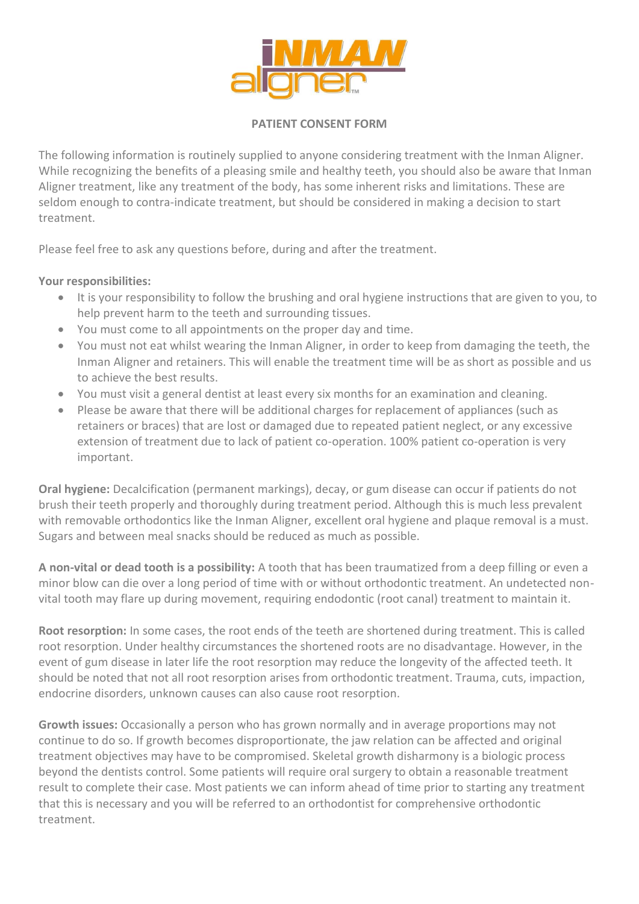# PATIENT CONSENT FORM

The following information is routinely supplied to anyone considering treatment with the Inman Aligner. While recognizing the benefits of a pleasing smile and healthy teeth, you should also be aware that Inman Aligner treatment, like any treatment of the body, has some inherent risks and limitations. These are seldom enough to contra-indicate treatment, but should be considered in making a decision to start treatment.

Please feel free to ask any questions before, during and after the treatment.

**Your responsibilities:**

- It is your responsibility to follow the brushing and oral hygiene instructions that are given to you, to help prevent harm to the teeth and surrounding tissues.
- You must come to all appointments on the proper day and time.
- You must not eat whilst wearing the Inman Aligner, in order to keep from damaging the teeth, the Inman Aligner and retainers. This will enable the treatment time will be as short as possible and us to achieve the best results.
- You must visit a general dentist at least every six months for an examination and cleaning.
- Please be aware that there will be additional charges for replacement of appliances (such as retainers or braces) that are lost or damaged due to repeated patient neglect, or any excessive extension of treatment due to lack of patient co-operation. 100% patient co-operation is very important.

**Oral hygiene:** Decalcification (permanent markings), decay, or gum disease can occur if patients do not brush their teeth properly and thoroughly during treatment period. Although this is much less prevalent with removable orthodontics like the Inman Aligner, excellent oral hygiene and plaque removal is a must. Sugars and between meal snacks should be reduced as much as possible.

**A non-vital or dead tooth is a possibility:** A tooth that has been traumatized from a deep filling or even a minor blow can die over a long period of time with or without orthodontic treatment. An undetected non-vital tooth may flare up during movement, requiring endodontic (root canal) treatment to maintain it.

**Root resorption:** In some cases, the root ends of the teeth are shortened during treatment. This is called root resorption. Under healthy circumstances the shortened roots are no disadvantage. However, in the event of gum disease in later life the root resorption may reduce the longevity of the affected teeth. It should be noted that not all root resorption arises from orthodontic treatment. Trauma, cuts, impaction, endocrine disorders, unknown causes can also cause root resorption.

**Growth issues:** Occasionally a person who has grown normally and in average proportions may not continue to do so. If growth becomes disproportionate, the jaw relation can be affected and original treatment objectives may have to be compromised. Skeletal growth disharmony is a biologic process beyond the dentists control. Some patients will require oral surgery to obtain a reasonable treatment result to complete their case. Most patients we can inform ahead of time prior to starting any treatment that this is necessary and you will be referred to an orthodontist for comprehensive orthodontic treatment.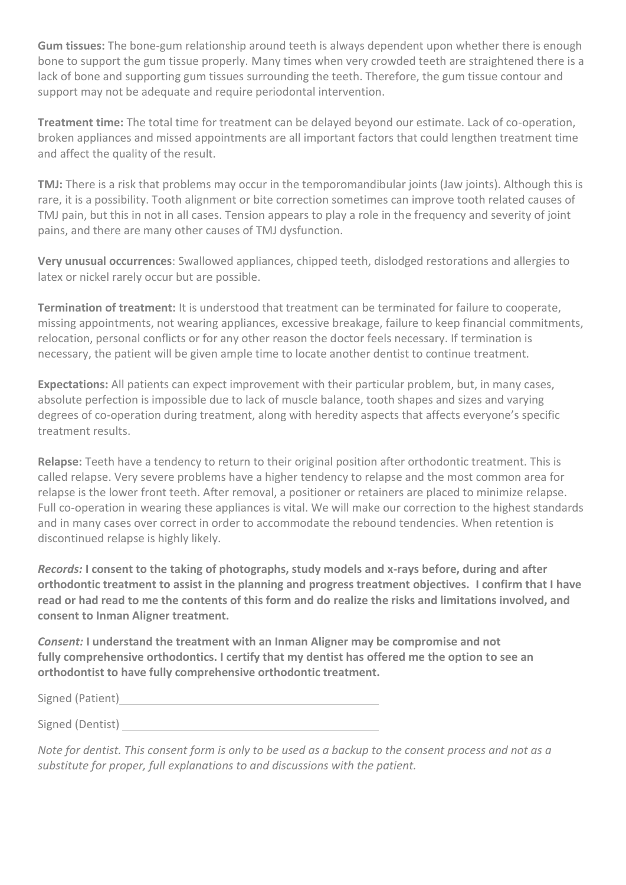**Gum tissues:** The bone-gum relationship around teeth is always dependent upon whether there is enough bone to support the gum tissue properly. Many times when very crowded teeth are straightened there is a lack of bone and supporting gum tissues surrounding the teeth. Therefore, the gum tissue contour and support may not be adequate and require periodontal intervention.

**Treatment time:** The total time for treatment can be delayed beyond our estimate. Lack of co-operation, broken appliances and missed appointments are all important factors that could lengthen treatment time and affect the quality of the result.

**TMJ:** There is a risk that problems may occur in the temporomandibular joints (Jaw joints). Although this is rare, it is a possibility. Tooth alignment or bite correction sometimes can improve tooth related causes of TMJ pain, but this in not in all cases. Tension appears to play a role in the frequency and severity of joint pains, and there are many other causes of TMJ dysfunction.

**Very unusual occurrences**: Swallowed appliances, chipped teeth, dislodged restorations and allergies to latex or nickel rarely occur but are possible.

**Termination of treatment:** It is understood that treatment can be terminated for failure to cooperate, missing appointments, not wearing appliances, excessive breakage, failure to keep financial commitments, relocation, personal conflicts or for any other reason the doctor feels necessary. If termination is necessary, the patient will be given ample time to locate another dentist to continue treatment.

**Expectations:** All patients can expect improvement with their particular problem, but, in many cases, absolute perfection is impossible due to lack of muscle balance, tooth shapes and sizes and varying degrees of co-operation during treatment, along with heredity aspects that affects everyone's specific treatment results.

**Relapse:** Teeth have a tendency to return to their original position after orthodontic treatment. This is called relapse. Very severe problems have a higher tendency to relapse and the most common area for relapse is the lower front teeth. After removal, a positioner or retainers are placed to minimize relapse. Full co-operation in wearing these appliances is vital. We will make our correction to the highest standards and in many cases over correct in order to accommodate the rebound tendencies. When retention is discontinued relapse is highly likely.

***Records:* I consent to the taking of photographs, study models and x-rays before, during and after orthodontic treatment to assist in the planning and progress treatment objectives. I confirm that I have read or had read to me the contents of this form and do realize the risks and limitations involved, and consent to Inman Aligner treatment.**

***Consent:* I understand the treatment with an Inman Aligner may be compromise and not fully comprehensive orthodontics. I certify that my dentist has offered me the option to see an orthodontist to have fully comprehensive orthodontic treatment.**

Signed (Patient)\_\_\_\_\_\_\_\_\_\_\_\_\_\_\_\_\_\_\_\_\_\_\_\_\_\_\_\_\_\_\_\_\_\_\_\_\_\_\_\_

Signed (Dentist) \_\_\_\_\_\_\_\_\_\_\_\_\_\_\_\_\_\_\_\_\_\_\_\_\_\_\_\_\_\_\_\_\_\_\_\_\_\_\_\_

*Note for dentist. This consent form is only to be used as a backup to the consent process and not as a substitute for proper, full explanations to and discussions with the patient.*